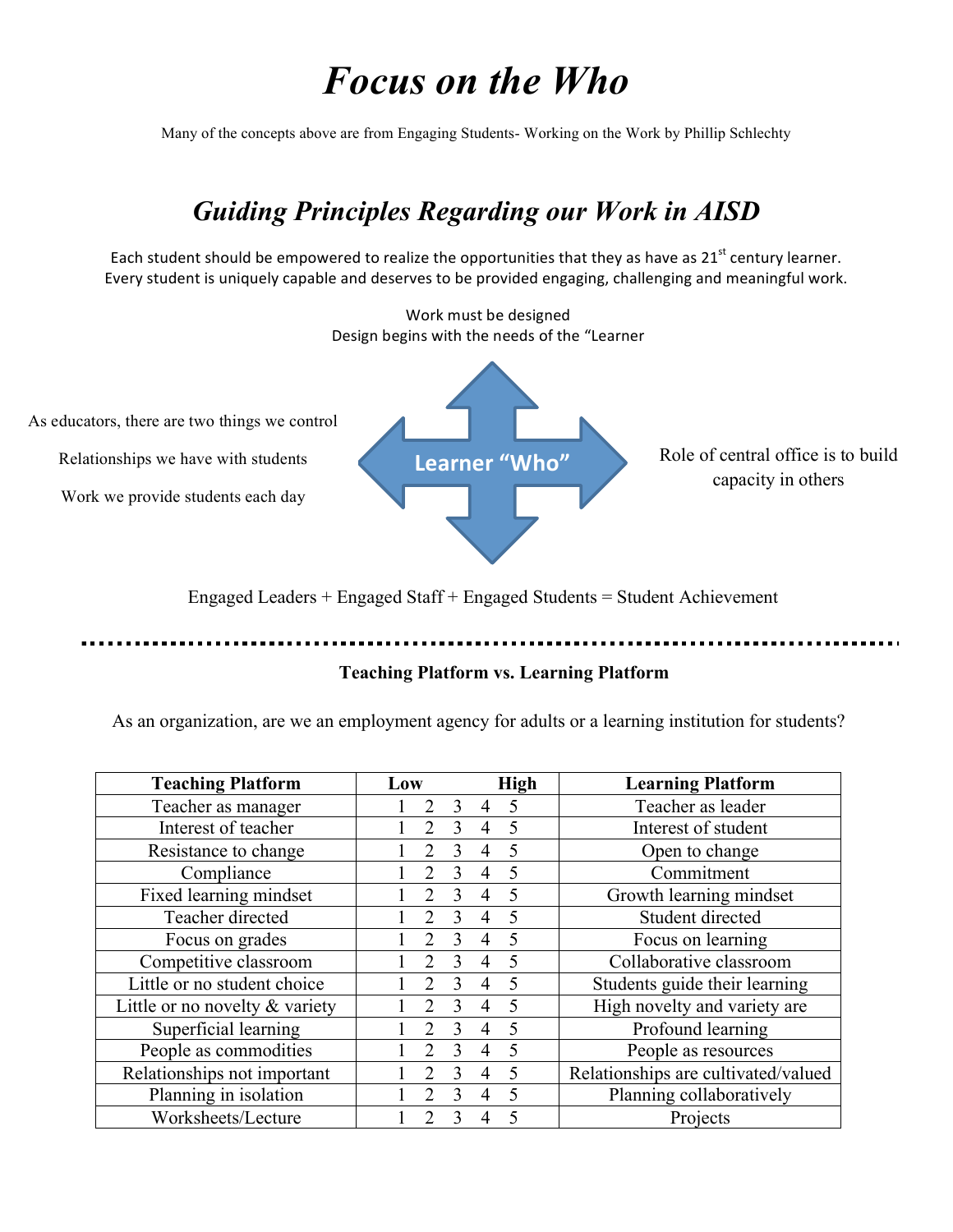# *Focus on the Who*

Many of the concepts above are from Engaging Students- Working on the Work by Phillip Schlechty

## *Guiding Principles Regarding our Work in AISD*

Each student should be empowered to realize the opportunities that they as have as 21st century learner.
Every student is uniquely capable and deserves to be provided engaging, challenging and meaningful work.

Work must be designed
Design begins with the needs of the "Learner

As educators, there are two things we control

Relationships we have with students

Work we provide students each day

Learner "Who"

Role of central office is to build capacity in others

Engaged Leaders + Engaged Staff + Engaged Students = Student Achievement

---

**Teaching Platform vs. Learning Platform**

As an organization, are we an employment agency for adults or a learning institution for students?

| Teaching Platform | Low High | Learning Platform |
|---|---|---|
| Teacher as manager | 1 2 3 4 5 | Teacher as leader |
| Interest of teacher | 1 2 3 4 5 | Interest of student |
| Resistance to change | 1 2 3 4 5 | Open to change |
| Compliance | 1 2 3 4 5 | Commitment |
| Fixed learning mindset | 1 2 3 4 5 | Growth learning mindset |
| Teacher directed | 1 2 3 4 5 | Student directed |
| Focus on grades | 1 2 3 4 5 | Focus on learning |
| Competitive classroom | 1 2 3 4 5 | Collaborative classroom |
| Little or no student choice | 1 2 3 4 5 | Students guide their learning |
| Little or no novelty & variety | 1 2 3 4 5 | High novelty and variety are |
| Superficial learning | 1 2 3 4 5 | Profound learning |
| People as commodities | 1 2 3 4 5 | People as resources |
| Relationships not important | 1 2 3 4 5 | Relationships are cultivated/valued |
| Planning in isolation | 1 2 3 4 5 | Planning collaboratively |
| Worksheets/Lecture | 1 2 3 4 5 | Projects |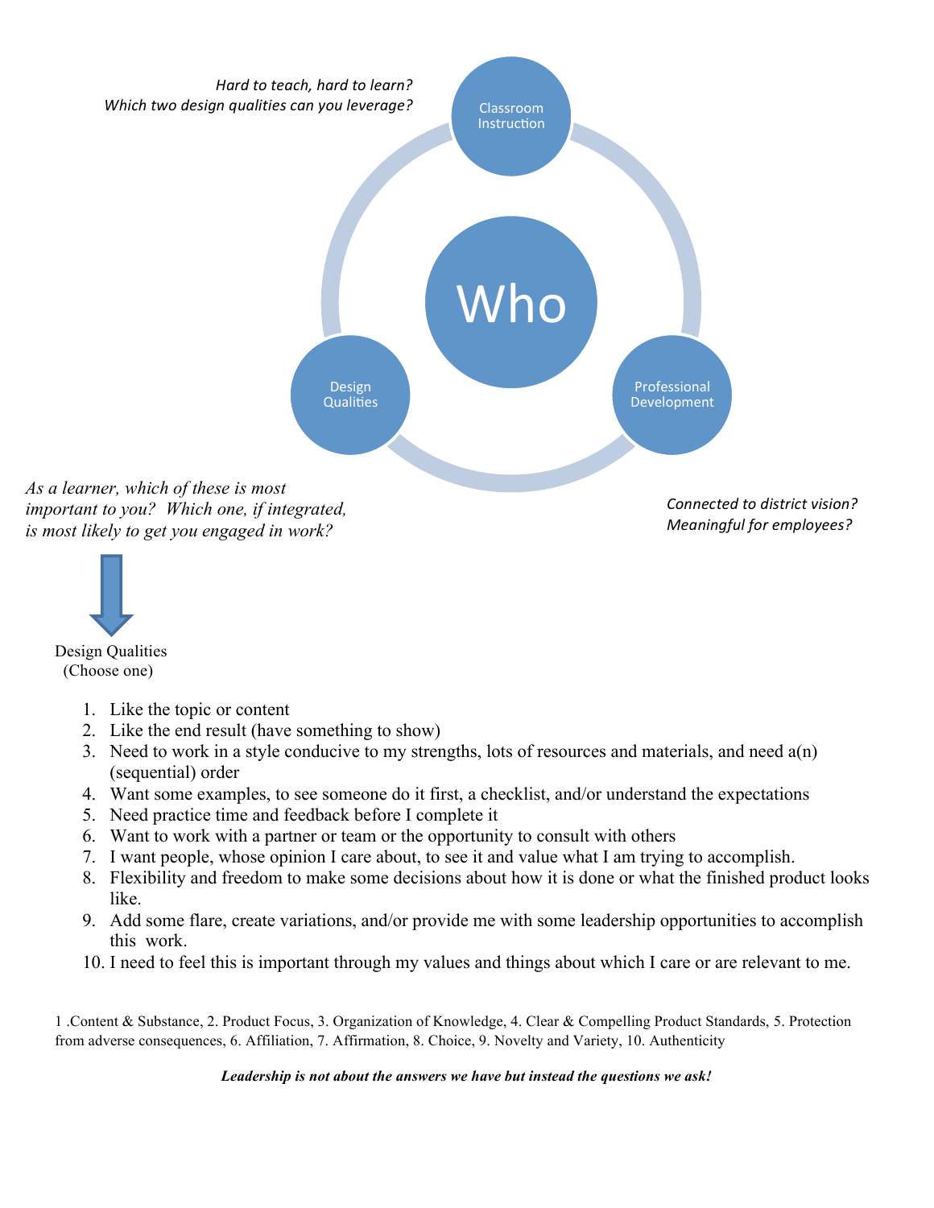*Hard to teach, hard to learn?*
*Which two design qualities can you leverage?*

Classroom Instruction

Who

Design Qualities

Professional Development

*As a learner, which of these is most important to you? Which one, if integrated, is most likely to get you engaged in work?*

*Connected to district vision?*
*Meaningful for employees?*

Design Qualities
(Choose one)

1. Like the topic or content
2. Like the end result (have something to show)
3. Need to work in a style conducive to my strengths, lots of resources and materials, and need a(n) (sequential) order
4. Want some examples, to see someone do it first, a checklist, and/or understand the expectations
5. Need practice time and feedback before I complete it
6. Want to work with a partner or team or the opportunity to consult with others
7. I want people, whose opinion I care about, to see it and value what I am trying to accomplish.
8. Flexibility and freedom to make some decisions about how it is done or what the finished product looks like.
9. Add some flare, create variations, and/or provide me with some leadership opportunities to accomplish this work.
10. I need to feel this is important through my values and things about which I care or are relevant to me.

1 .Content & Substance, 2. Product Focus, 3. Organization of Knowledge, 4. Clear & Compelling Product Standards, 5. Protection from adverse consequences, 6. Affiliation, 7. Affirmation, 8. Choice, 9. Novelty and Variety, 10. Authenticity

***Leadership is not about the answers we have but instead the questions we ask!***